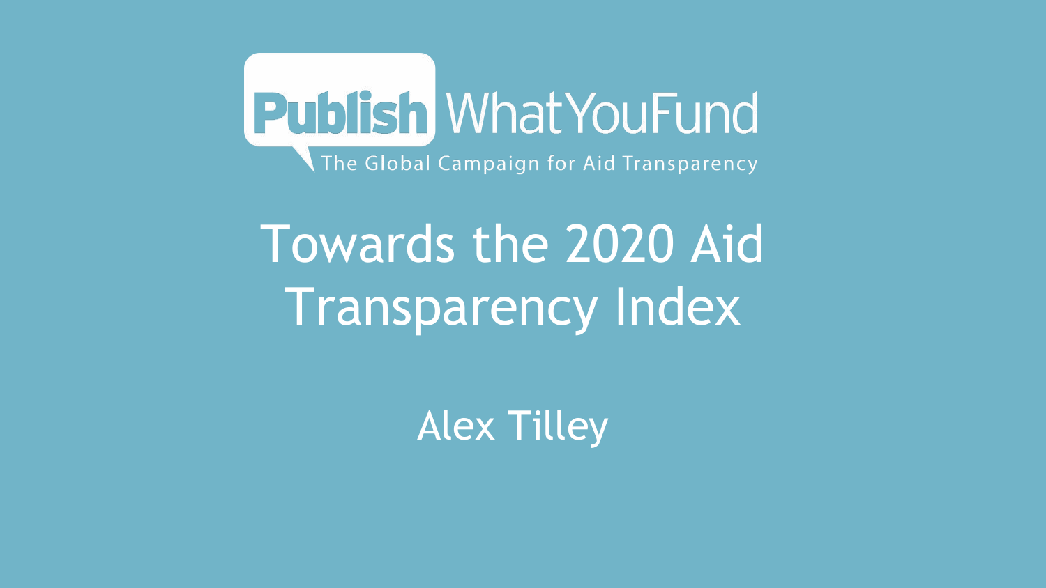Publish WhatYouFund

The Global Campaign for Aid Transparency

# Towards the 2020 Aid Transparency Index

Alex Tilley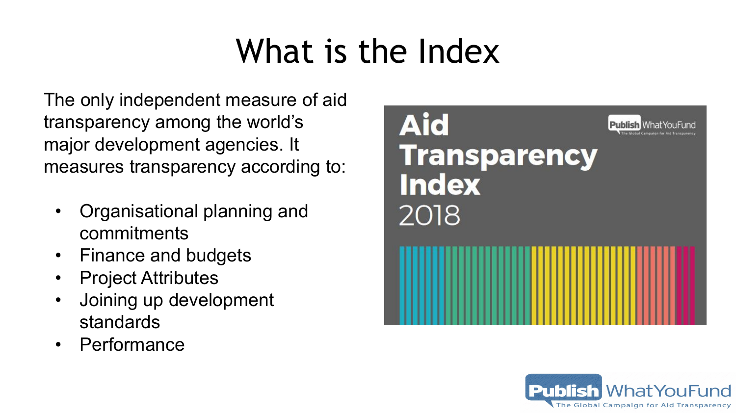# What is the Index

The only independent measure of aid transparency among the world's major development agencies. It measures transparency according to:

- Organisational planning and commitments
- Finance and budgets
- Project Attributes
- Joining up development standards
- Performance

Aid Transparency Index 2018

Publish WhatYouFund
The Global Campaign for Aid Transparency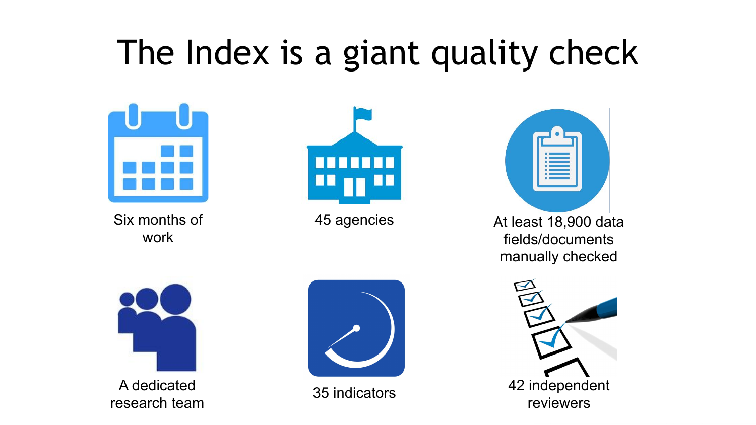# The Index is a giant quality check

- Six months of work
- 45 agencies
- At least 18,900 data fields/documents manually checked
- A dedicated research team
- 35 indicators
- 42 independent reviewers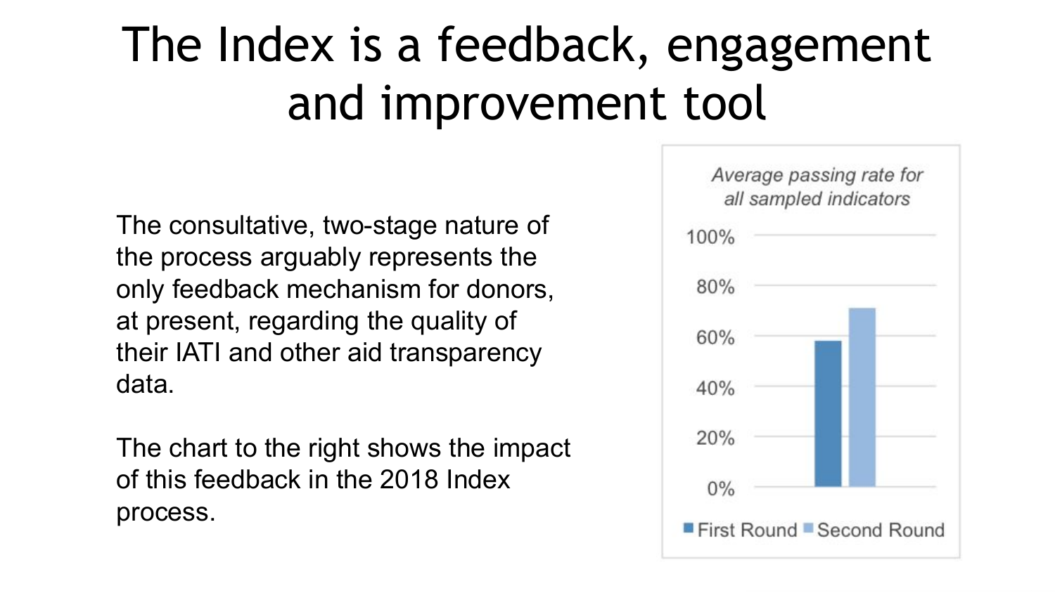# The Index is a feedback, engagement and improvement tool

The consultative, two-stage nature of the process arguably represents the only feedback mechanism for donors, at present, regarding the quality of their IATI and other aid transparency data.

The chart to the right shows the impact of this feedback in the 2018 Index process.

*Average passing rate for all sampled indicators*

100%

80%

60%

40%

20%

0%

First Round Second Round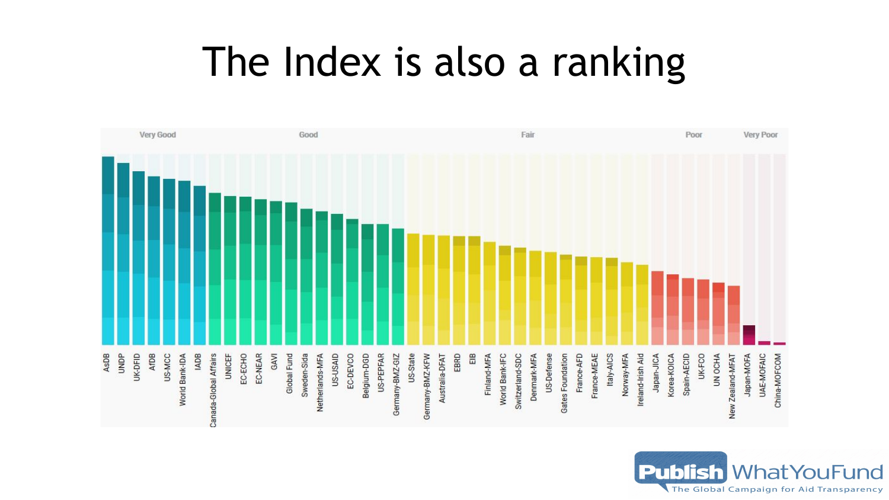# The Index is also a ranking

Very Good | Good | Fair | Poor | Very Poor

AsDB, UNDP, UK-DFID, AfDB, US-MCC, World Bank-IDA, IADB, Canada-Global Affairs, UNICEF, EC-ECHO, EC-NEAR, GAVI, Global Fund, Sweden-Sida, Netherlands-MFA, US-USAID, EC-DEVCO, Belgium-DGD, US-PEPFAR, Germany-BMZ-GIZ, US-State, Germany-BMZ-KFW, Australia-DFAT, EBRD, EIB, Finland-MFA, World Bank-IFC, Switzerland-SDC, Denmark-MFA, US-Defense, Gates Foundation, France-AFD, France-MEAE, Italy-AICS, Norway-MFA, Ireland-Irish Aid, Japan-JICA, Korea-KOICA, Spain-AECID, UK-FCO, UN OCHA, New Zealand-MFAT, Japan-MOFA, UAE-MOFAIC, China-MOFCOM

Publish WhatYouFund
The Global Campaign for Aid Transparency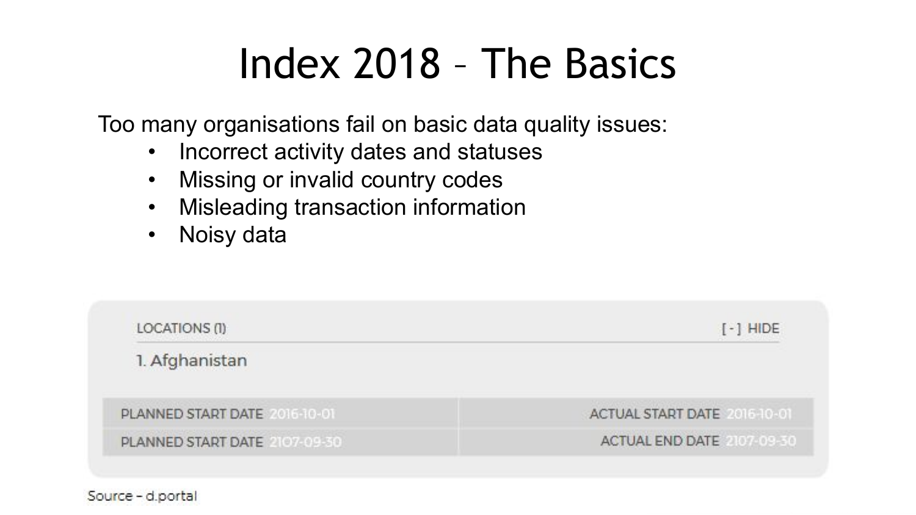# Index 2018 – The Basics

Too many organisations fail on basic data quality issues:

- Incorrect activity dates and statuses
- Missing or invalid country codes
- Misleading transaction information
- Noisy data

LOCATIONS (1) [ - ] HIDE

1. Afghanistan

| | |
|---|---|
| PLANNED START DATE 2016-10-01 | ACTUAL START DATE 2016-10-01 |
| PLANNED START DATE 2107-09-30 | ACTUAL END DATE 2107-09-30 |

Source – d.portal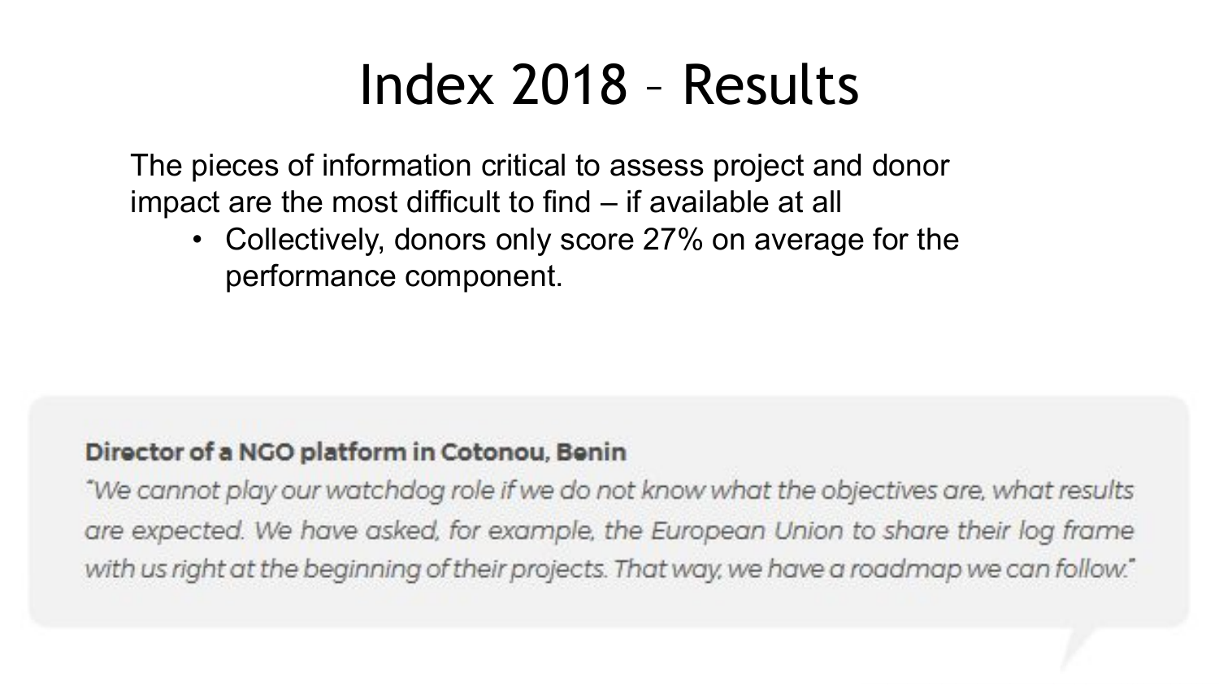# Index 2018 – Results

The pieces of information critical to assess project and donor impact are the most difficult to find – if available at all

- Collectively, donors only score 27% on average for the performance component.

**Director of a NGO platform in Cotonou, Benin**

*"We cannot play our watchdog role if we do not know what the objectives are, what results are expected. We have asked, for example, the European Union to share their log frame with us right at the beginning of their projects. That way, we have a roadmap we can follow."*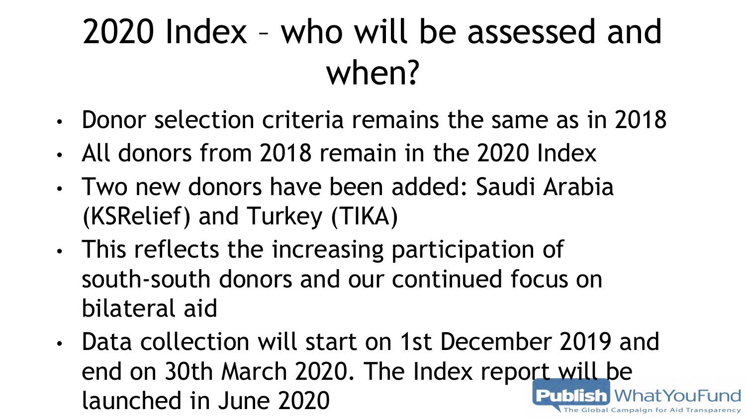# 2020 Index – who will be assessed and when?

- Donor selection criteria remains the same as in 2018
- All donors from 2018 remain in the 2020 Index
- Two new donors have been added: Saudi Arabia (KSRelief) and Turkey (TIKA)
- This reflects the increasing participation of south-south donors and our continued focus on bilateral aid
- Data collection will start on 1st December 2019 and end on 30th March 2020. The Index report will be launched in June 2020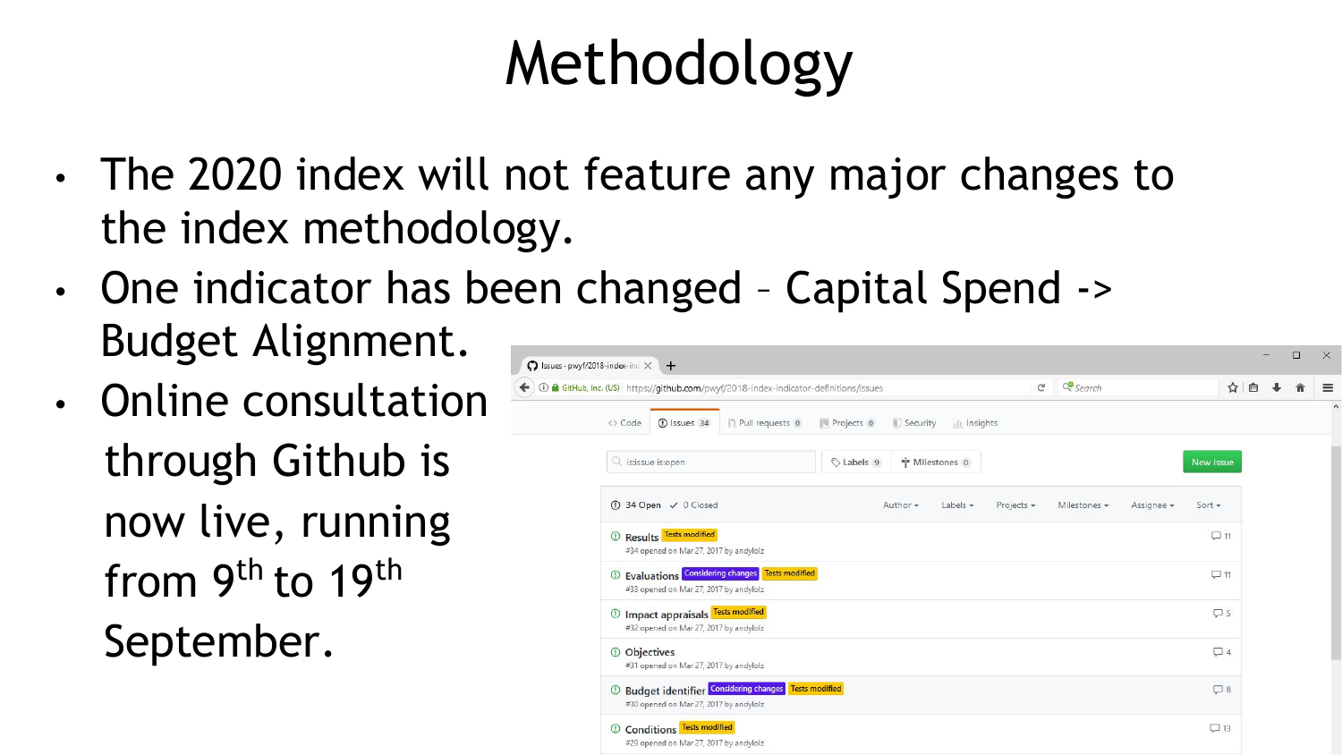# Methodology

- The 2020 index will not feature any major changes to the index methodology.
- One indicator has been changed – Capital Spend -> Budget Alignment.
- Online consultation through Github is now live, running from 9th to 19th September.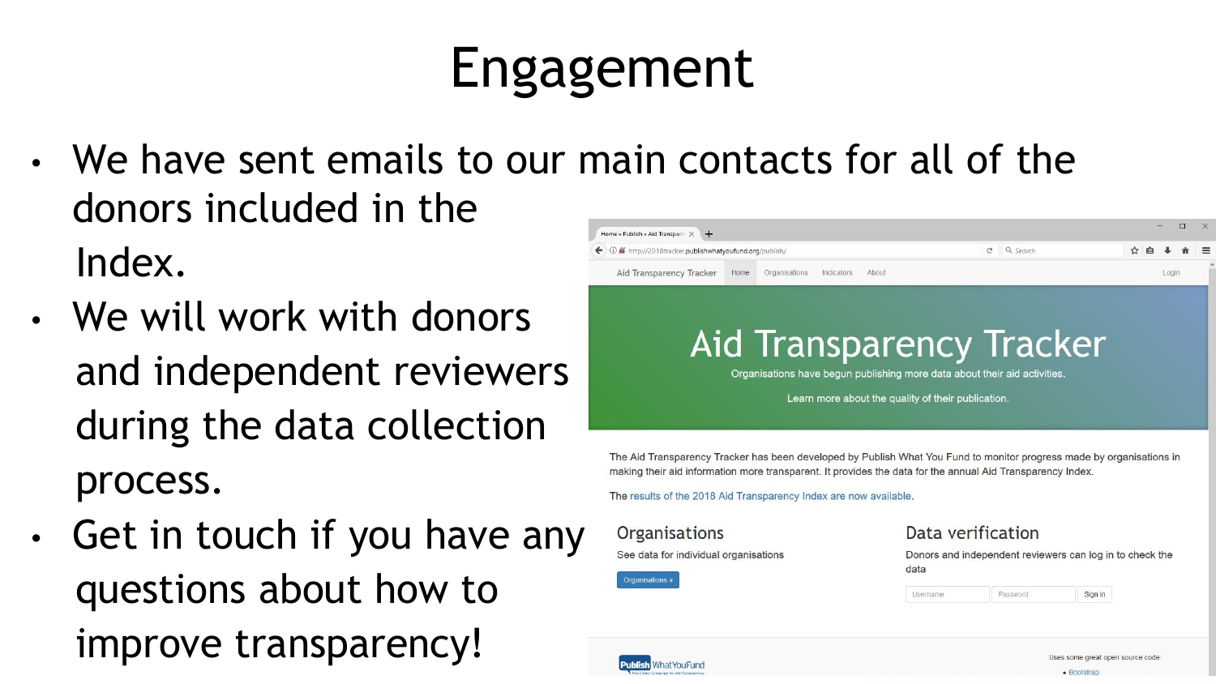# Engagement

- We have sent emails to our main contacts for all of the donors included in the Index.
- We will work with donors and independent reviewers during the data collection process.
- Get in touch if you have any questions about how to improve transparency!

Aid Transparency Tracker | Home | Organisations | Indicators | About | Login

## Aid Transparency Tracker

Organisations have begun publishing more data about their aid activities.

Learn more about the quality of their publication.

The Aid Transparency Tracker has been developed by Publish What You Fund to monitor progress made by organisations in making their aid information more transparent. It provides the data for the annual Aid Transparency Index.

The results of the 2018 Aid Transparency Index are now available.

### Organisations

See data for individual organisations

Organisations »

### Data verification

Donors and independent reviewers can log in to check the data

Username | Password | Sign in

Publish What You Fund

Uses some great open source code:

- Bootstrap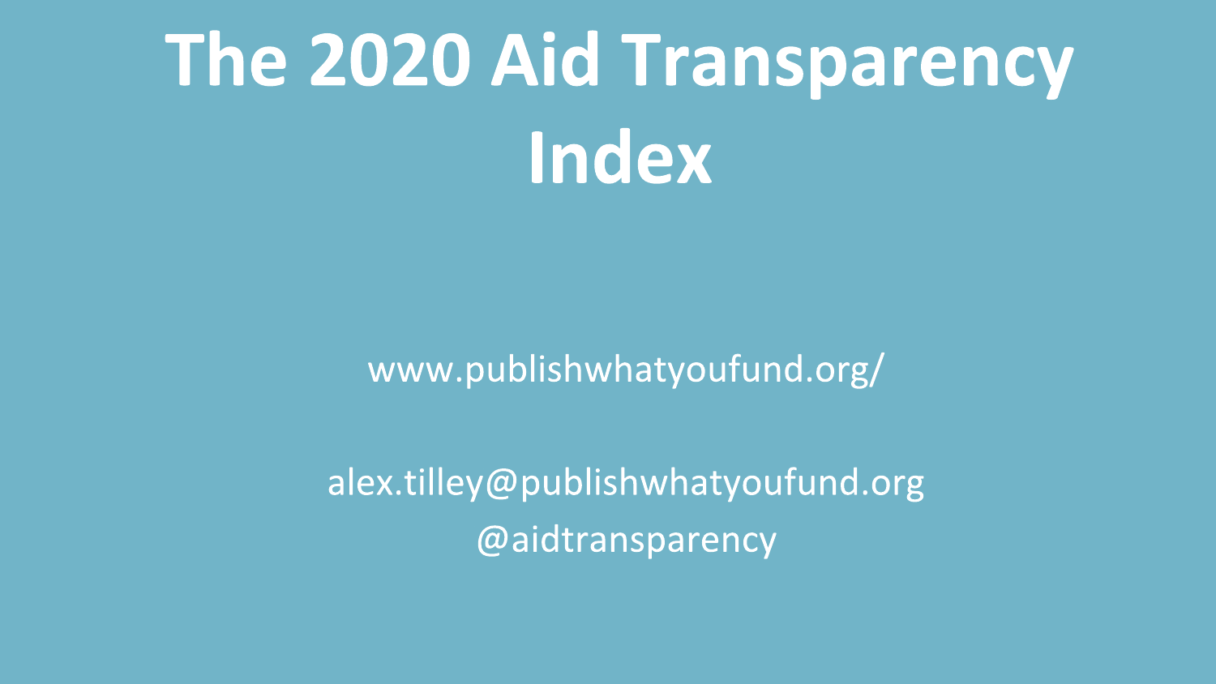# The 2020 Aid Transparency Index

www.publishwhatyoufund.org/

alex.tilley@publishwhatyoufund.org

@aidtransparency